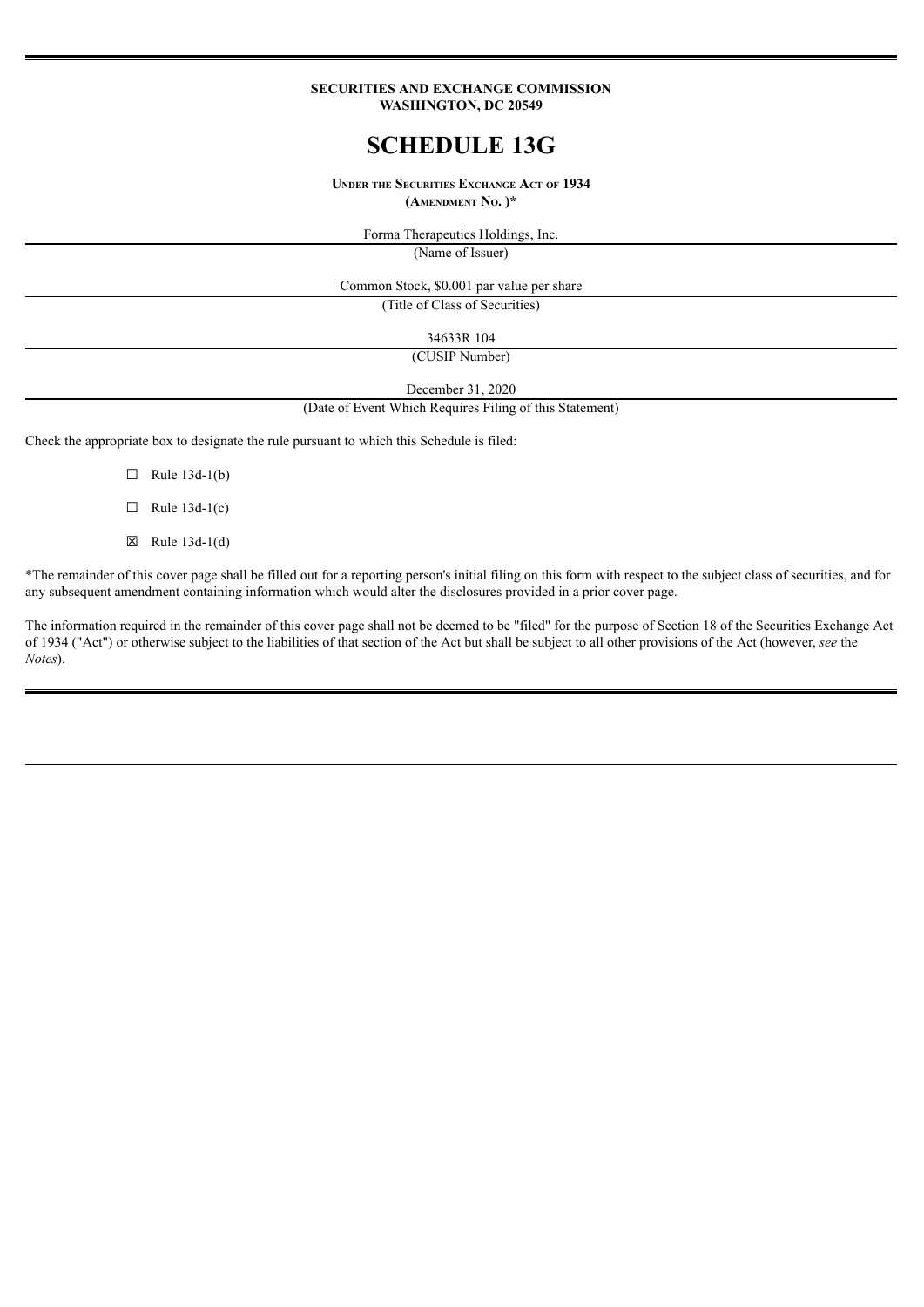**SECURITIES AND EXCHANGE COMMISSION**
**WASHINGTON, DC 20549**

# SCHEDULE 13G

**UNDER THE SECURITIES EXCHANGE ACT OF 1934**
**(AMENDMENT NO. )***

Forma Therapeutics Holdings, Inc.
(Name of Issuer)

Common Stock, $0.001 par value per share
(Title of Class of Securities)

34633R 104
(CUSIP Number)

December 31, 2020
(Date of Event Which Requires Filing of this Statement)

Check the appropriate box to designate the rule pursuant to which this Schedule is filed:

☐ Rule 13d-1(b)

☐ Rule 13d-1(c)

☒ Rule 13d-1(d)

*The remainder of this cover page shall be filled out for a reporting person's initial filing on this form with respect to the subject class of securities, and for any subsequent amendment containing information which would alter the disclosures provided in a prior cover page.

The information required in the remainder of this cover page shall not be deemed to be "filed" for the purpose of Section 18 of the Securities Exchange Act of 1934 ("Act") or otherwise subject to the liabilities of that section of the Act but shall be subject to all other provisions of the Act (however, *see* the *Notes*).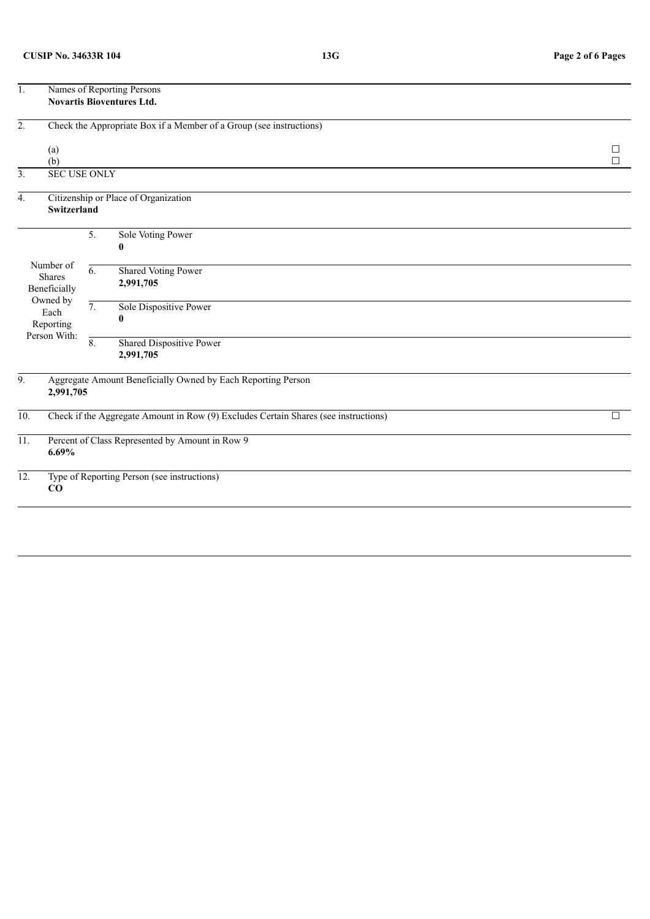| | | | |
|---|---|---|---|
| 1. | Names of Reporting Persons<br>**Novartis Bioventures Ltd.** | | |
| 2. | Check the Appropriate Box if a Member of a Group (see instructions)<br>(a) ☐<br>(b) ☐ | | |
| 3. | SEC USE ONLY | | |
| 4. | Citizenship or Place of Organization<br>**Switzerland** | | |
| Number of Shares Beneficially Owned by Each Reporting Person With: | 5. | Sole Voting Power<br>**0** | |
| | 6. | Shared Voting Power<br>**2,991,705** | |
| | 7. | Sole Dispositive Power<br>**0** | |
| | 8. | Shared Dispositive Power<br>**2,991,705** | |
| 9. | Aggregate Amount Beneficially Owned by Each Reporting Person<br>**2,991,705** | | |
| 10. | Check if the Aggregate Amount in Row (9) Excludes Certain Shares (see instructions) ☐ | | |
| 11. | Percent of Class Represented by Amount in Row 9<br>**6.69%** | | |
| 12. | Type of Reporting Person (see instructions)<br>**CO** | | |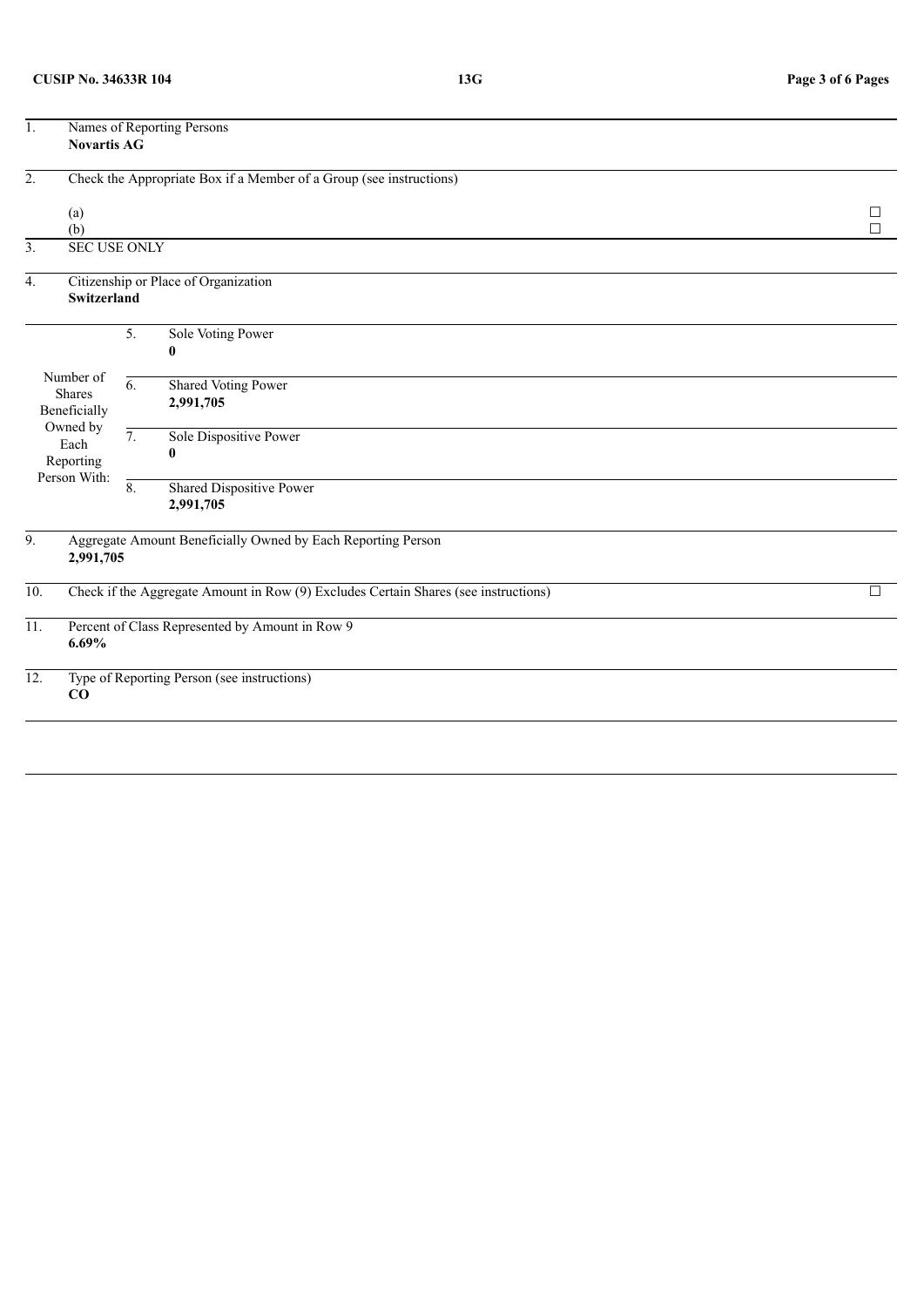| | | | |
|---|---|---|---|
| 1. | Names of Reporting Persons<br>**Novartis AG** | | |
| 2. | Check the Appropriate Box if a Member of a Group (see instructions)<br><br>(a)<br>(b) | | ☐<br>☐ |
| 3. | SEC USE ONLY | | |
| 4. | Citizenship or Place of Organization<br>**Switzerland** | | |
| Number of Shares Beneficially Owned by Each Reporting Person With: | 5. | Sole Voting Power<br>**0** | |
| | 6. | Shared Voting Power<br>**2,991,705** | |
| | 7. | Sole Dispositive Power<br>**0** | |
| | 8. | Shared Dispositive Power<br>**2,991,705** | |
| 9. | Aggregate Amount Beneficially Owned by Each Reporting Person<br>**2,991,705** | | |
| 10. | Check if the Aggregate Amount in Row (9) Excludes Certain Shares (see instructions) | | ☐ |
| 11. | Percent of Class Represented by Amount in Row 9<br>**6.69%** | | |
| 12. | Type of Reporting Person (see instructions)<br>**CO** | | |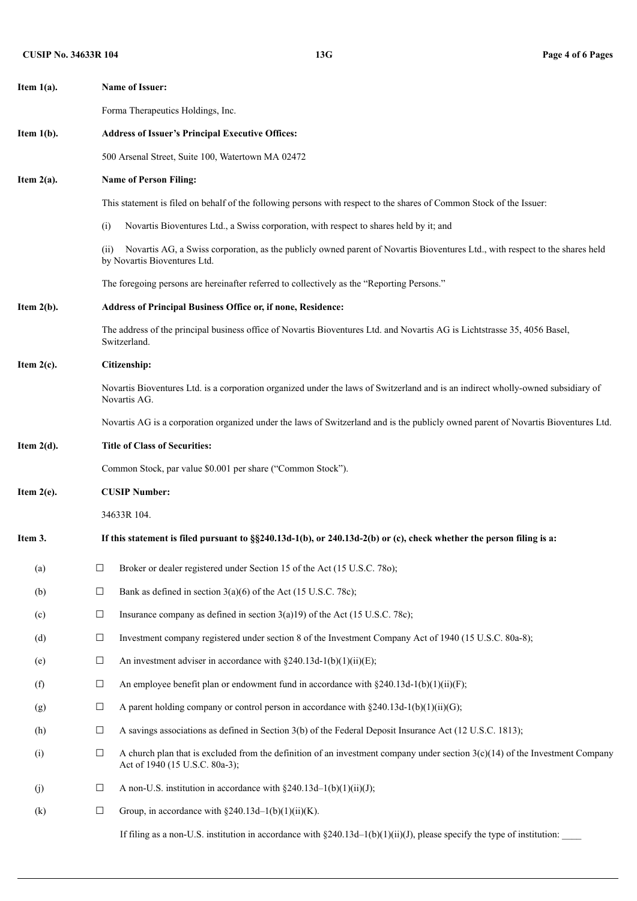**Item 1(a).** **Name of Issuer:**

Forma Therapeutics Holdings, Inc.

**Item 1(b).** **Address of Issuer's Principal Executive Offices:**

500 Arsenal Street, Suite 100, Watertown MA 02472

**Item 2(a).** **Name of Person Filing:**

This statement is filed on behalf of the following persons with respect to the shares of Common Stock of the Issuer:

(i) Novartis Bioventures Ltd., a Swiss corporation, with respect to shares held by it; and

(ii) Novartis AG, a Swiss corporation, as the publicly owned parent of Novartis Bioventures Ltd., with respect to the shares held by Novartis Bioventures Ltd.

The foregoing persons are hereinafter referred to collectively as the "Reporting Persons."

**Item 2(b).** **Address of Principal Business Office or, if none, Residence:**

The address of the principal business office of Novartis Bioventures Ltd. and Novartis AG is Lichtstrasse 35, 4056 Basel, Switzerland.

**Item 2(c).** **Citizenship:**

Novartis Bioventures Ltd. is a corporation organized under the laws of Switzerland and is an indirect wholly-owned subsidiary of Novartis AG.

Novartis AG is a corporation organized under the laws of Switzerland and is the publicly owned parent of Novartis Bioventures Ltd.

**Item 2(d).** **Title of Class of Securities:**

Common Stock, par value $0.001 per share ("Common Stock").

**Item 2(e).** **CUSIP Number:**

34633R 104.

**Item 3.** **If this statement is filed pursuant to §§240.13d-1(b), or 240.13d-2(b) or (c), check whether the person filing is a:**

(a) ☐ Broker or dealer registered under Section 15 of the Act (15 U.S.C. 78o);

(b) ☐ Bank as defined in section 3(a)(6) of the Act (15 U.S.C. 78c);

(c) ☐ Insurance company as defined in section 3(a)19) of the Act (15 U.S.C. 78c);

(d) ☐ Investment company registered under section 8 of the Investment Company Act of 1940 (15 U.S.C. 80a-8);

(e) ☐ An investment adviser in accordance with §240.13d-1(b)(1)(ii)(E);

(f) ☐ An employee benefit plan or endowment fund in accordance with §240.13d-1(b)(1)(ii)(F);

(g) ☐ A parent holding company or control person in accordance with §240.13d-1(b)(1)(ii)(G);

(h) ☐ A savings associations as defined in Section 3(b) of the Federal Deposit Insurance Act (12 U.S.C. 1813);

(i) ☐ A church plan that is excluded from the definition of an investment company under section 3(c)(14) of the Investment Company Act of 1940 (15 U.S.C. 80a-3);

(j) ☐ A non-U.S. institution in accordance with §240.13d–1(b)(1)(ii)(J);

(k) ☐ Group, in accordance with §240.13d–1(b)(1)(ii)(K).

If filing as a non-U.S. institution in accordance with §240.13d–1(b)(1)(ii)(J), please specify the type of institution: ____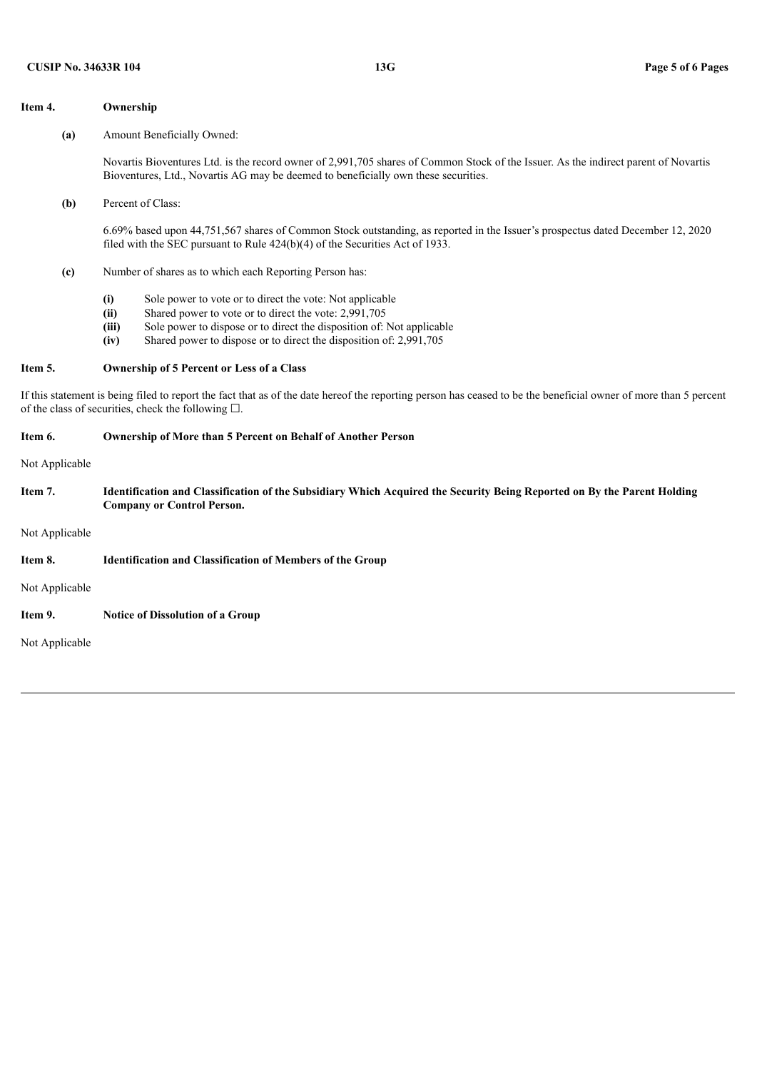**Item 4. Ownership**

**(a)** Amount Beneficially Owned:

Novartis Bioventures Ltd. is the record owner of 2,991,705 shares of Common Stock of the Issuer. As the indirect parent of Novartis Bioventures, Ltd., Novartis AG may be deemed to beneficially own these securities.

**(b)** Percent of Class:

6.69% based upon 44,751,567 shares of Common Stock outstanding, as reported in the Issuer's prospectus dated December 12, 2020 filed with the SEC pursuant to Rule 424(b)(4) of the Securities Act of 1933.

**(c)** Number of shares as to which each Reporting Person has:

- **(i)** Sole power to vote or to direct the vote: Not applicable
- **(ii)** Shared power to vote or to direct the vote: 2,991,705
- **(iii)** Sole power to dispose or to direct the disposition of: Not applicable
- **(iv)** Shared power to dispose or to direct the disposition of: 2,991,705

**Item 5. Ownership of 5 Percent or Less of a Class**

If this statement is being filed to report the fact that as of the date hereof the reporting person has ceased to be the beneficial owner of more than 5 percent of the class of securities, check the following ☐.

**Item 6. Ownership of More than 5 Percent on Behalf of Another Person**

Not Applicable

**Item 7. Identification and Classification of the Subsidiary Which Acquired the Security Being Reported on By the Parent Holding Company or Control Person.**

Not Applicable

**Item 8. Identification and Classification of Members of the Group**

Not Applicable

**Item 9. Notice of Dissolution of a Group**

Not Applicable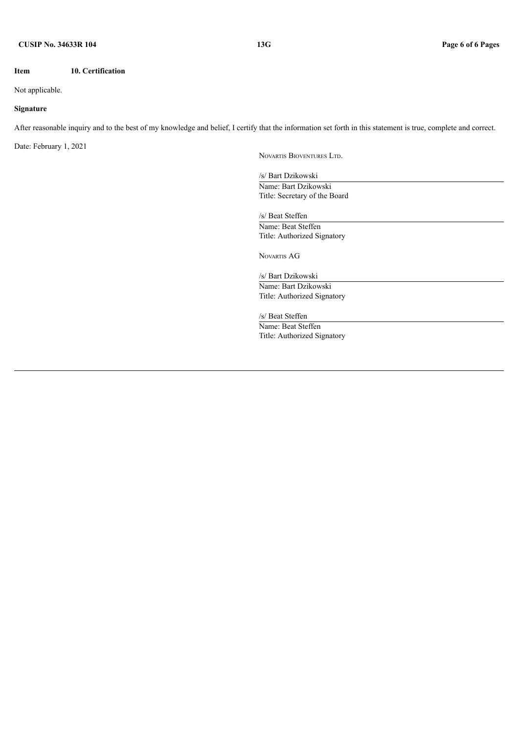**Item 10. Certification**

Not applicable.

**Signature**

After reasonable inquiry and to the best of my knowledge and belief, I certify that the information set forth in this statement is true, complete and correct.

Date: February 1, 2021

NOVARTIS BIOVENTURES LTD.

/s/ Bart Dzikowski
Name: Bart Dzikowski
Title: Secretary of the Board

/s/ Beat Steffen
Name: Beat Steffen
Title: Authorized Signatory

NOVARTIS AG

/s/ Bart Dzikowski
Name: Bart Dzikowski
Title: Authorized Signatory

/s/ Beat Steffen
Name: Beat Steffen
Title: Authorized Signatory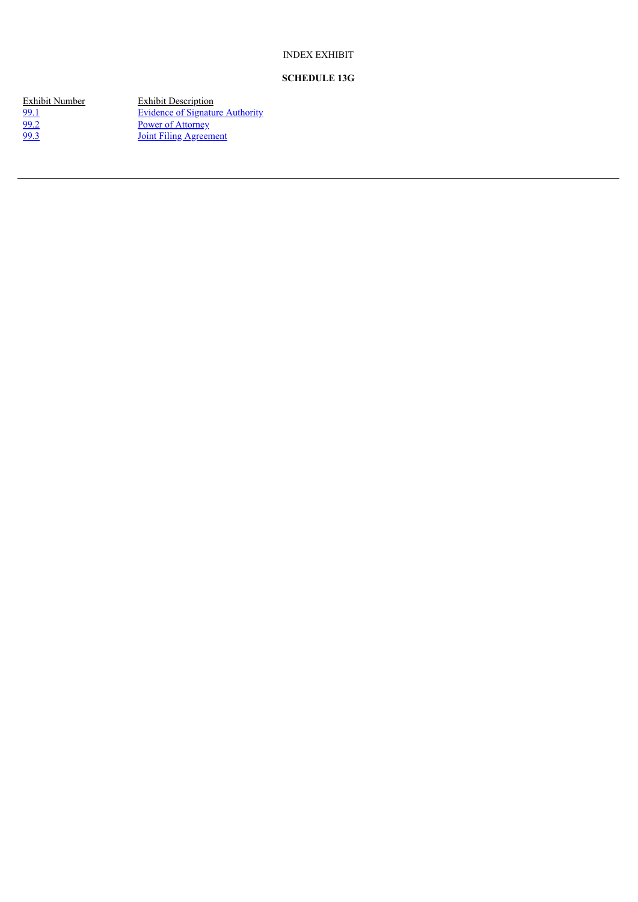INDEX EXHIBIT

**SCHEDULE 13G**

| Exhibit Number | Exhibit Description |
| --- | --- |
| 99.1 | Evidence of Signature Authority |
| 99.2 | Power of Attorney |
| 99.3 | Joint Filing Agreement |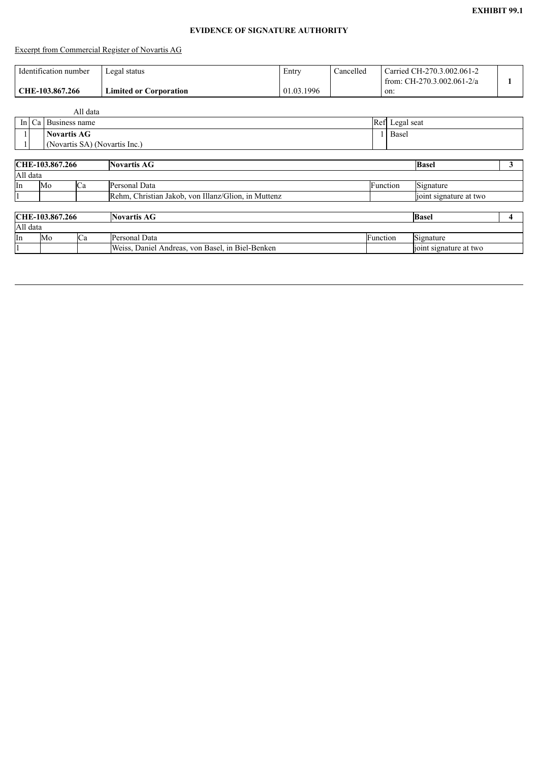**EXHIBIT 99.1**

**EVIDENCE OF SIGNATURE AUTHORITY**

<u>Excerpt from Commercial Register of Novartis AG</u>

| Identification number | Legal status | Entry | Cancelled | Carried CH-270.3.002.061-2 from: CH-270.3.002.061-2/a on: | |
|---|---|---|---|---|---|
| **CHE-103.867.266** | **Limited or Corporation** | 01.03.1996 | | | **1** |

All data

| In | Ca | Business name | Ref | Legal seat |
|---|---|---|---|---|
| 1 | | **Novartis AG** | 1 | Basel |
| 1 | | (Novartis SA) (Novartis Inc.) | | |

| **CHE-103.867.266** | | | **Novartis AG** | | **Basel** | **3** |
|---|---|---|---|---|---|---|
| All data | | | | | | |
| In | Mo | Ca | Personal Data | Function | Signature | |
| 1 | | | Rehm, Christian Jakob, von Illanz/Glion, in Muttenz | | joint signature at two | |

| **CHE-103.867.266** | | | **Novartis AG** | | **Basel** | **4** |
|---|---|---|---|---|---|---|
| All data | | | | | | |
| In | Mo | Ca | Personal Data | Function | Signature | |
| 1 | | | Weiss, Daniel Andreas, von Basel, in Biel-Benken | | joint signature at two | |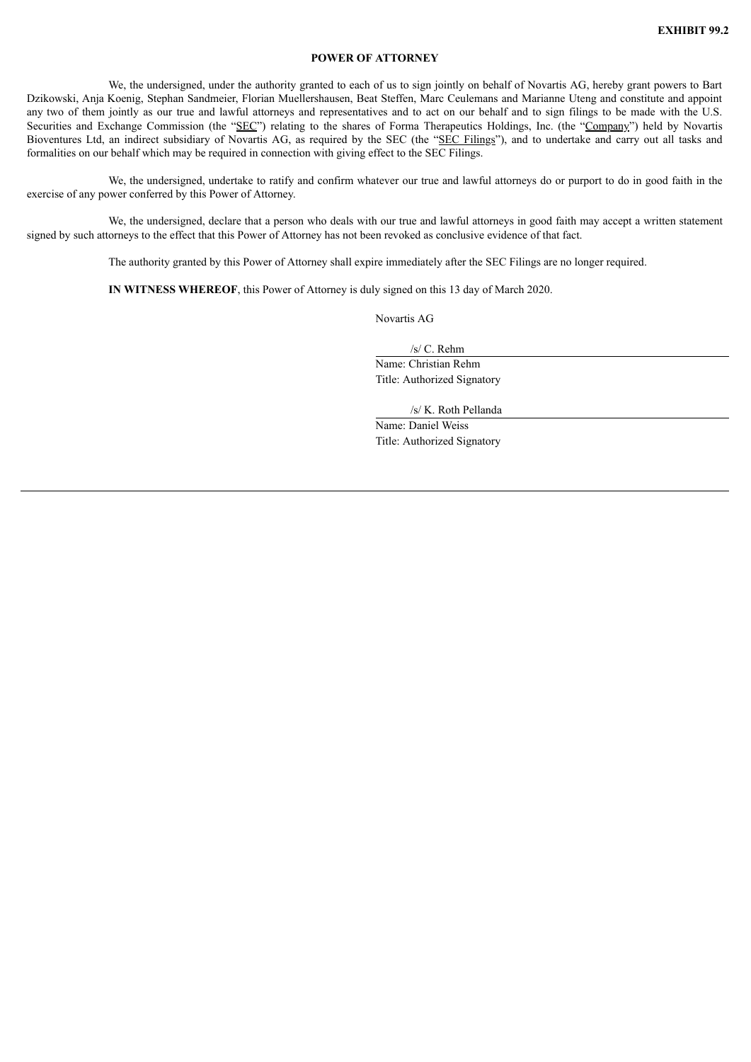**EXHIBIT 99.2**

**POWER OF ATTORNEY**

We, the undersigned, under the authority granted to each of us to sign jointly on behalf of Novartis AG, hereby grant powers to Bart Dzikowski, Anja Koenig, Stephan Sandmeier, Florian Muellershausen, Beat Steffen, Marc Ceulemans and Marianne Uteng and constitute and appoint any two of them jointly as our true and lawful attorneys and representatives and to act on our behalf and to sign filings to be made with the U.S. Securities and Exchange Commission (the "SEC") relating to the shares of Forma Therapeutics Holdings, Inc. (the "Company") held by Novartis Bioventures Ltd, an indirect subsidiary of Novartis AG, as required by the SEC (the "SEC Filings"), and to undertake and carry out all tasks and formalities on our behalf which may be required in connection with giving effect to the SEC Filings.

We, the undersigned, undertake to ratify and confirm whatever our true and lawful attorneys do or purport to do in good faith in the exercise of any power conferred by this Power of Attorney.

We, the undersigned, declare that a person who deals with our true and lawful attorneys in good faith may accept a written statement signed by such attorneys to the effect that this Power of Attorney has not been revoked as conclusive evidence of that fact.

The authority granted by this Power of Attorney shall expire immediately after the SEC Filings are no longer required.

**IN WITNESS WHEREOF**, this Power of Attorney is duly signed on this 13 day of March 2020.

Novartis AG

/s/ C. Rehm

Name: Christian Rehm

Title: Authorized Signatory

/s/ K. Roth Pellanda

Name: Daniel Weiss

Title: Authorized Signatory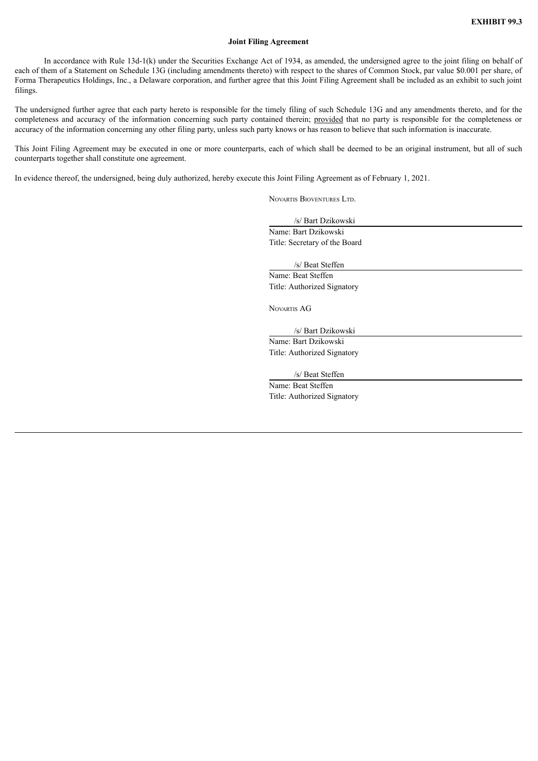**EXHIBIT 99.3**

**Joint Filing Agreement**

In accordance with Rule 13d-1(k) under the Securities Exchange Act of 1934, as amended, the undersigned agree to the joint filing on behalf of each of them of a Statement on Schedule 13G (including amendments thereto) with respect to the shares of Common Stock, par value $0.001 per share, of Forma Therapeutics Holdings, Inc., a Delaware corporation, and further agree that this Joint Filing Agreement shall be included as an exhibit to such joint filings.

The undersigned further agree that each party hereto is responsible for the timely filing of such Schedule 13G and any amendments thereto, and for the completeness and accuracy of the information concerning such party contained therein; provided that no party is responsible for the completeness or accuracy of the information concerning any other filing party, unless such party knows or has reason to believe that such information is inaccurate.

This Joint Filing Agreement may be executed in one or more counterparts, each of which shall be deemed to be an original instrument, but all of such counterparts together shall constitute one agreement.

In evidence thereof, the undersigned, being duly authorized, hereby execute this Joint Filing Agreement as of February 1, 2021.

NOVARTIS BIOVENTURES LTD.

/s/ Bart Dzikowski
Name: Bart Dzikowski
Title: Secretary of the Board

/s/ Beat Steffen
Name: Beat Steffen
Title: Authorized Signatory

NOVARTIS AG

/s/ Bart Dzikowski
Name: Bart Dzikowski
Title: Authorized Signatory

/s/ Beat Steffen
Name: Beat Steffen
Title: Authorized Signatory